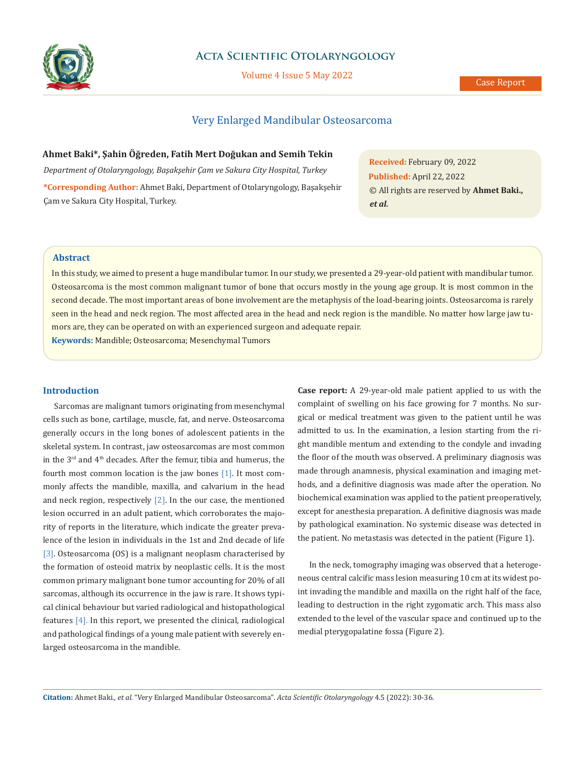# Very Enlarged Mandibular Osteosarcoma

**Ahmet Baki*, Şahin Öğreden, Fatih Mert Doğukan and Semih Tekin**

*Department of Otolaryngology, Başakşehir Çam ve Sakura City Hospital, Turkey*

**\*Corresponding Author:** Ahmet Baki, Department of Otolaryngology, Başakşehir Çam ve Sakura City Hospital, Turkey.

**Received:** February 09, 2022
**Published:** April 22, 2022
© All rights are reserved by **Ahmet Baki., *et al.***

## Abstract

In this study, we aimed to present a huge mandibular tumor. In our study, we presented a 29-year-old patient with mandibular tumor. Osteosarcoma is the most common malignant tumor of bone that occurs mostly in the young age group. It is most common in the second decade. The most important areas of bone involvement are the metaphysis of the load-bearing joints. Osteosarcoma is rarely seen in the head and neck region. The most affected area in the head and neck region is the mandible. No matter how large jaw tumors are, they can be operated on with an experienced surgeon and adequate repair.

**Keywords:** Mandible; Osteosarcoma; Mesenchymal Tumors

## Introduction

Sarcomas are malignant tumors originating from mesenchymal cells such as bone, cartilage, muscle, fat, and nerve. Osteosarcoma generally occurs in the long bones of adolescent patients in the skeletal system. In contrast, jaw osteosarcomas are most common in the 3rd and 4th decades. After the femur, tibia and humerus, the fourth most common location is the jaw bones [1]. It most commonly affects the mandible, maxilla, and calvarium in the head and neck region, respectively [2]. In the our case, the mentioned lesion occurred in an adult patient, which corroborates the majority of reports in the literature, which indicate the greater prevalence of the lesion in individuals in the 1st and 2nd decade of life [3]. Osteosarcoma (OS) is a malignant neoplasm characterised by the formation of osteoid matrix by neoplastic cells. It is the most common primary malignant bone tumor accounting for 20% of all sarcomas, although its occurrence in the jaw is rare. It shows typical clinical behaviour but varied radiological and histopathological features [4]. In this report, we presented the clinical, radiological and pathological findings of a young male patient with severely enlarged osteosarcoma in the mandible.

**Case report:** A 29-year-old male patient applied to us with the complaint of swelling on his face growing for 7 months. No surgical or medical treatment was given to the patient until he was admitted to us. In the examination, a lesion starting from the right mandible mentum and extending to the condyle and invading the floor of the mouth was observed. A preliminary diagnosis was made through anamnesis, physical examination and imaging methods, and a definitive diagnosis was made after the operation. No biochemical examination was applied to the patient preoperatively, except for anesthesia preparation. A definitive diagnosis was made by pathological examination. No systemic disease was detected in the patient. No metastasis was detected in the patient (Figure 1).

In the neck, tomography imaging was observed that a heterogeneous central calcific mass lesion measuring 10 cm at its widest point invading the mandible and maxilla on the right half of the face, leading to destruction in the right zygomatic arch. This mass also extended to the level of the vascular space and continued up to the medial pterygopalatine fossa (Figure 2).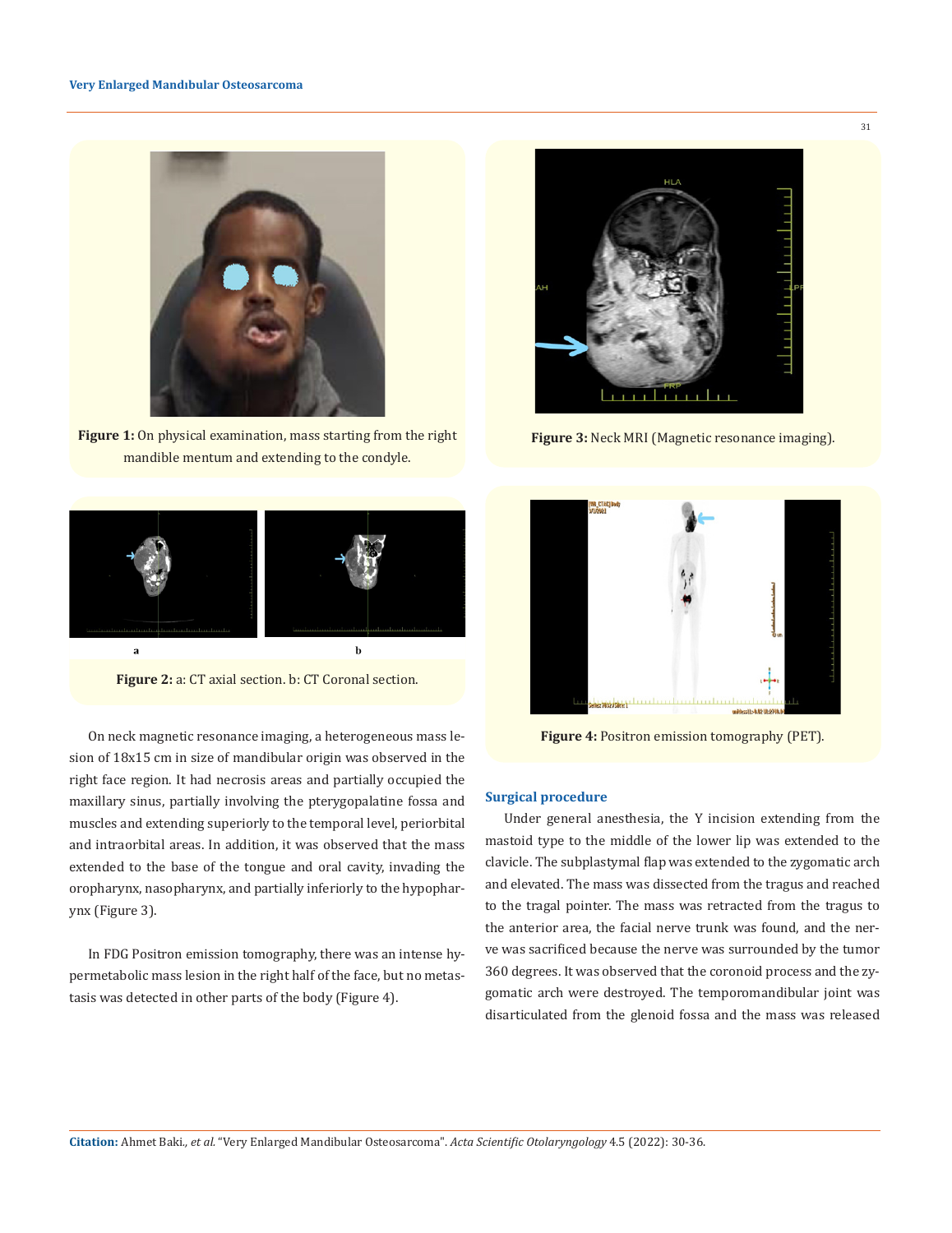Figure 1: On physical examination, mass starting from the right mandible mentum and extending to the condyle.

Figure 2: a: CT axial section. b: CT Coronal section.

On neck magnetic resonance imaging, a heterogeneous mass lesion of 18x15 cm in size of mandibular origin was observed in the right face region. It had necrosis areas and partially occupied the maxillary sinus, partially involving the pterygopalatine fossa and muscles and extending superiorly to the temporal level, periorbital and intraorbital areas. In addition, it was observed that the mass extended to the base of the tongue and oral cavity, invading the oropharynx, nasopharynx, and partially inferiorly to the hypopharynx (Figure 3).

In FDG Positron emission tomography, there was an intense hypermetabolic mass lesion in the right half of the face, but no metastasis was detected in other parts of the body (Figure 4).

Figure 3: Neck MRI (Magnetic resonance imaging).

Figure 4: Positron emission tomography (PET).

## Surgical procedure

Under general anesthesia, the Y incision extending from the mastoid type to the middle of the lower lip was extended to the clavicle. The subplastymal flap was extended to the zygomatic arch and elevated. The mass was dissected from the tragus and reached to the tragal pointer. The mass was retracted from the tragus to the anterior area, the facial nerve trunk was found, and the nerve was sacrificed because the nerve was surrounded by the tumor 360 degrees. It was observed that the coronoid process and the zygomatic arch were destroyed. The temporomandibular joint was disarticulated from the glenoid fossa and the mass was released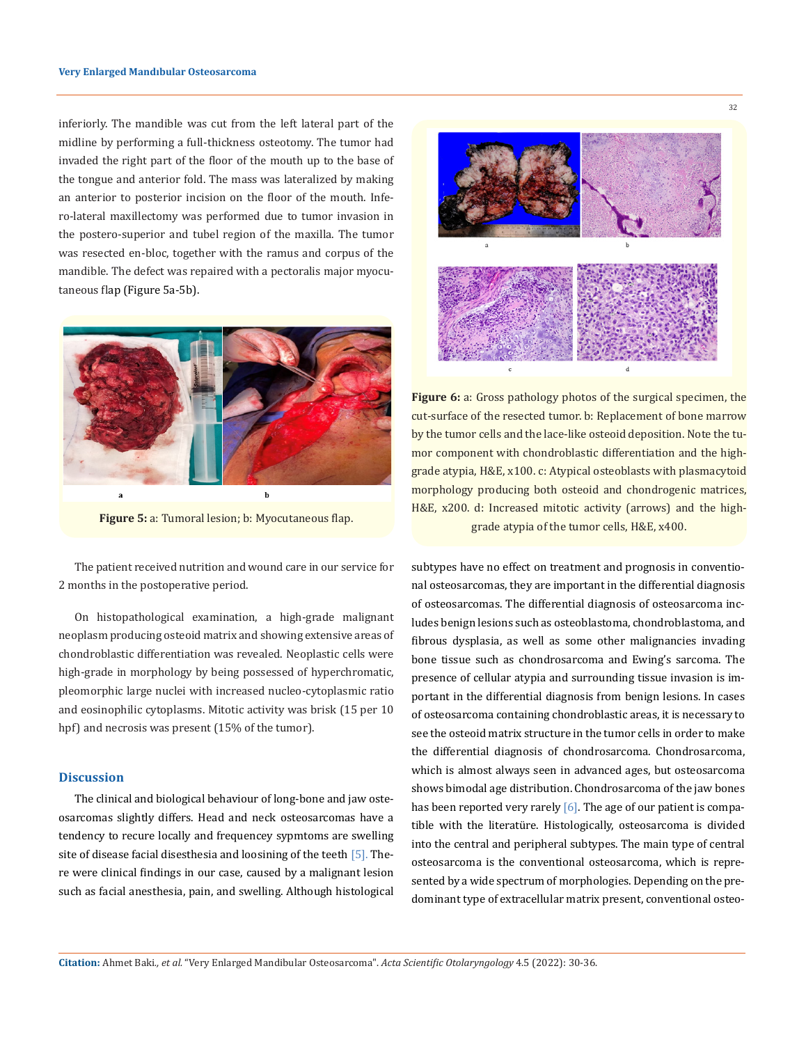inferiorly. The mandible was cut from the left lateral part of the midline by performing a full-thickness osteotomy. The tumor had invaded the right part of the floor of the mouth up to the base of the tongue and anterior fold. The mass was lateralized by making an anterior to posterior incision on the floor of the mouth. Infero-lateral maxillectomy was performed due to tumor invasion in the postero-superior and tubel region of the maxilla. The tumor was resected en-bloc, together with the ramus and corpus of the mandible. The defect was repaired with a pectoralis major myocutaneous flap (Figure 5a-5b).

**Figure 5:** a: Tumoral lesion; b: Myocutaneous flap.

The patient received nutrition and wound care in our service for 2 months in the postoperative period.

On histopathological examination, a high-grade malignant neoplasm producing osteoid matrix and showing extensive areas of chondroblastic differentiation was revealed. Neoplastic cells were high-grade in morphology by being possessed of hyperchromatic, pleomorphic large nuclei with increased nucleo-cytoplasmic ratio and eosinophilic cytoplasms. Mitotic activity was brisk (15 per 10 hpf) and necrosis was present (15% of the tumor).

**Figure 6:** a: Gross pathology photos of the surgical specimen, the cut-surface of the resected tumor. b: Replacement of bone marrow by the tumor cells and the lace-like osteoid deposition. Note the tumor component with chondroblastic differentiation and the high-grade atypia, H&E, x100. c: Atypical osteoblasts with plasmacytoid morphology producing both osteoid and chondrogenic matrices, H&E, x200. d: Increased mitotic activity (arrows) and the high-grade atypia of the tumor cells, H&E, x400.

## Discussion

The clinical and biological behaviour of long-bone and jaw osteosarcomas slightly differs. Head and neck osteosarcomas have a tendency to recure locally and frequencey sypmtoms are swelling site of disease facial disesthesia and loosining of the teeth [5]. There were clinical findings in our case, caused by a malignant lesion such as facial anesthesia, pain, and swelling. Although histological subtypes have no effect on treatment and prognosis in conventional osteosarcomas, they are important in the differential diagnosis of osteosarcomas. The differential diagnosis of osteosarcoma includes benign lesions such as osteoblastoma, chondroblastoma, and fibrous dysplasia, as well as some other malignancies invading bone tissue such as chondrosarcoma and Ewing's sarcoma. The presence of cellular atypia and surrounding tissue invasion is important in the differential diagnosis from benign lesions. In cases of osteosarcoma containing chondroblastic areas, it is necessary to see the osteoid matrix structure in the tumor cells in order to make the differential diagnosis of chondrosarcoma. Chondrosarcoma, which is almost always seen in advanced ages, but osteosarcoma shows bimodal age distribution. Chondrosarcoma of the jaw bones has been reported very rarely [6]. The age of our patient is compatible with the literatüre. Histologically, osteosarcoma is divided into the central and peripheral subtypes. The main type of central osteosarcoma is the conventional osteosarcoma, which is represented by a wide spectrum of morphologies. Depending on the predominant type of extracellular matrix present, conventional osteo-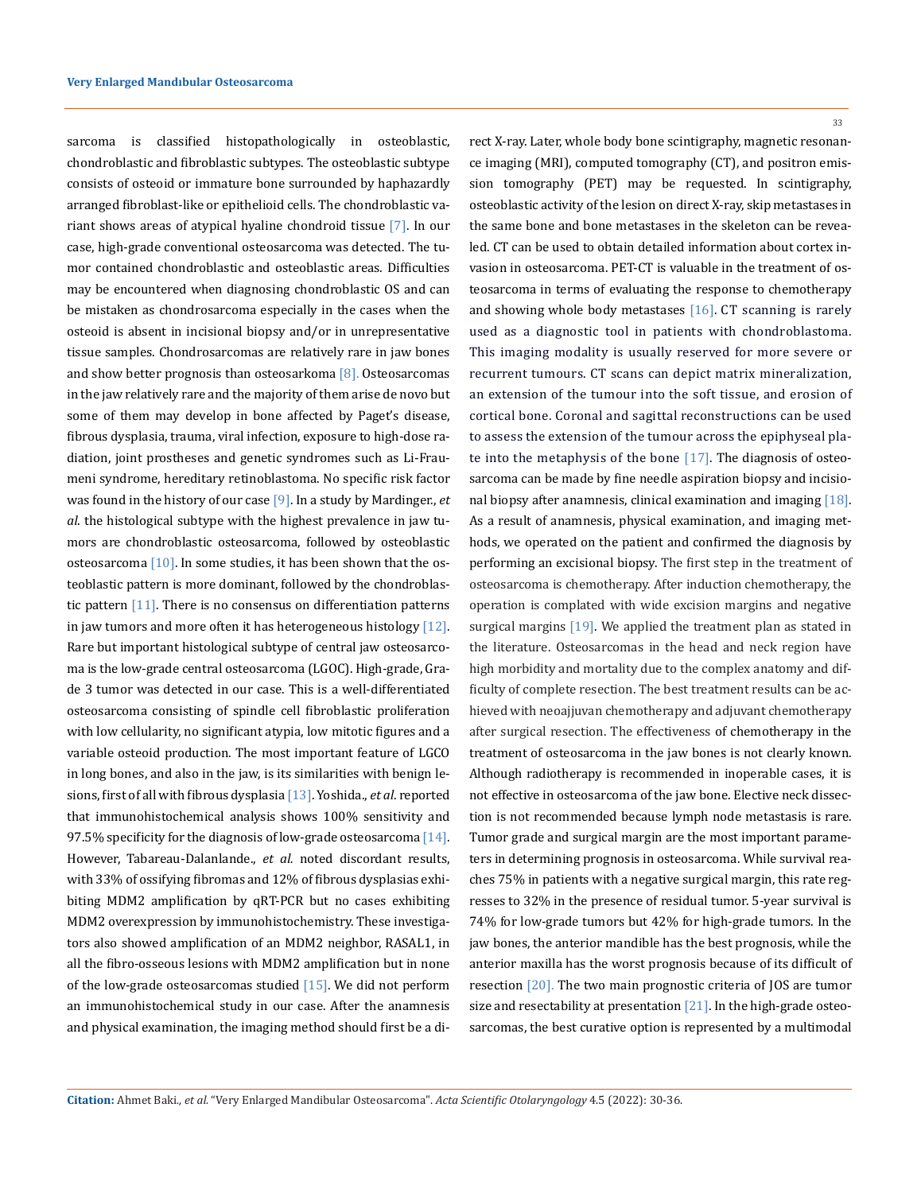sarcoma is classified histopathologically in osteoblastic, chondroblastic and fibroblastic subtypes. The osteoblastic subtype consists of osteoid or immature bone surrounded by haphazardly arranged fibroblast-like or epithelioid cells. The chondroblastic variant shows areas of atypical hyaline chondroid tissue [7]. In our case, high-grade conventional osteosarcoma was detected. The tumor contained chondroblastic and osteoblastic areas. Difficulties may be encountered when diagnosing chondroblastic OS and can be mistaken as chondrosarcoma especially in the cases when the osteoid is absent in incisional biopsy and/or in unrepresentative tissue samples. Chondrosarcomas are relatively rare in jaw bones and show better prognosis than osteosarkoma [8]. Osteosarcomas in the jaw relatively rare and the majority of them arise de novo but some of them may develop in bone affected by Paget's disease, fibrous dysplasia, trauma, viral infection, exposure to high-dose radiation, joint prostheses and genetic syndromes such as Li-Fraumeni syndrome, hereditary retinoblastoma. No specific risk factor was found in the history of our case [9]. In a study by Mardinger., *et al.* the histological subtype with the highest prevalence in jaw tumors are chondroblastic osteosarcoma, followed by osteoblastic osteosarcoma [10]. In some studies, it has been shown that the osteoblastic pattern is more dominant, followed by the chondroblastic pattern [11]. There is no consensus on differentiation patterns in jaw tumors and more often it has heterogeneous histology [12]. Rare but important histological subtype of central jaw osteosarcoma is the low-grade central osteosarcoma (LGOC). High-grade, Grade 3 tumor was detected in our case. This is a well-differentiated osteosarcoma consisting of spindle cell fibroblastic proliferation with low cellularity, no significant atypia, low mitotic figures and a variable osteoid production. The most important feature of LGCO in long bones, and also in the jaw, is its similarities with benign lesions, first of all with fibrous dysplasia [13]. Yoshida., *et al*. reported that immunohistochemical analysis shows 100% sensitivity and 97.5% specificity for the diagnosis of low-grade osteosarcoma [14]. However, Tabareau-Dalanlande., *et al.* noted discordant results, with 33% of ossifying fibromas and 12% of fibrous dysplasias exhibiting MDM2 amplification by qRT-PCR but no cases exhibiting MDM2 overexpression by immunohistochemistry. These investigators also showed amplification of an MDM2 neighbor, RASAL1, in all the fibro-osseous lesions with MDM2 amplification but in none of the low-grade osteosarcomas studied [15]. We did not perform an immunohistochemical study in our case. After the anamnesis and physical examination, the imaging method should first be a direct X-ray. Later, whole body bone scintigraphy, magnetic resonance imaging (MRI), computed tomography (CT), and positron emission tomography (PET) may be requested. In scintigraphy, osteoblastic activity of the lesion on direct X-ray, skip metastases in the same bone and bone metastases in the skeleton can be revealed. CT can be used to obtain detailed information about cortex invasion in osteosarcoma. PET-CT is valuable in the treatment of osteosarcoma in terms of evaluating the response to chemotherapy and showing whole body metastases [16]. CT scanning is rarely used as a diagnostic tool in patients with chondroblastoma. This imaging modality is usually reserved for more severe or recurrent tumours. CT scans can depict matrix mineralization, an extension of the tumour into the soft tissue, and erosion of cortical bone. Coronal and sagittal reconstructions can be used to assess the extension of the tumour across the epiphyseal plate into the metaphysis of the bone [17]. The diagnosis of osteosarcoma can be made by fine needle aspiration biopsy and incisional biopsy after anamnesis, clinical examination and imaging [18]. As a result of anamnesis, physical examination, and imaging methods, we operated on the patient and confirmed the diagnosis by performing an excisional biopsy. The first step in the treatment of osteosarcoma is chemotherapy. After induction chemotherapy, the operation is complated with wide excision margins and negative surgical margins [19]. We applied the treatment plan as stated in the literature. Osteosarcomas in the head and neck region have high morbidity and mortality due to the complex anatomy and difficulty of complete resection. The best treatment results can be achieved with neoajjuvan chemotherapy and adjuvant chemotherapy after surgical resection. The effectiveness of chemotherapy in the treatment of osteosarcoma in the jaw bones is not clearly known. Although radiotherapy is recommended in inoperable cases, it is not effective in osteosarcoma of the jaw bone. Elective neck dissection is not recommended because lymph node metastasis is rare. Tumor grade and surgical margin are the most important parameters in determining prognosis in osteosarcoma. While survival reaches 75% in patients with a negative surgical margin, this rate regresses to 32% in the presence of residual tumor. 5-year survival is 74% for low-grade tumors but 42% for high-grade tumors. In the jaw bones, the anterior mandible has the best prognosis, while the anterior maxilla has the worst prognosis because of its difficult of resection [20]. The two main prognostic criteria of JOS are tumor size and resectability at presentation [21]. In the high-grade osteosarcomas, the best curative option is represented by a multimodal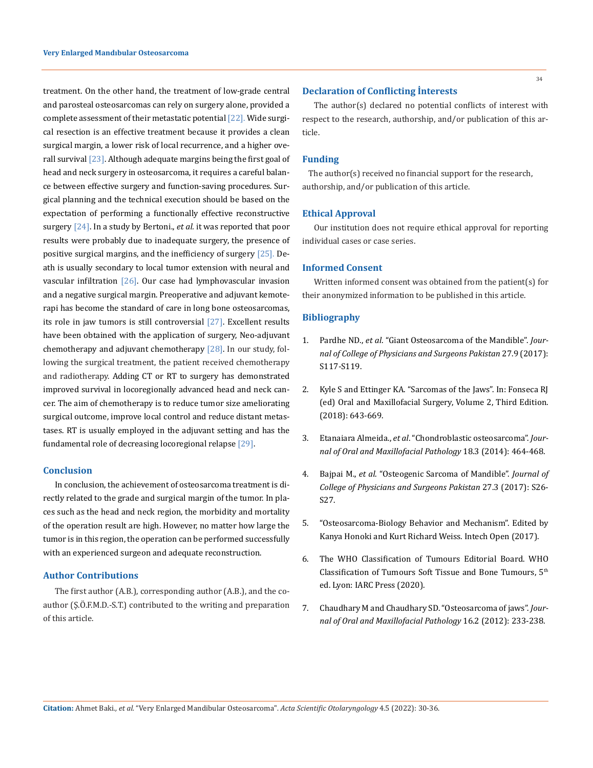treatment. On the other hand, the treatment of low-grade central and parosteal osteosarcomas can rely on surgery alone, provided a complete assessment of their metastatic potential [22]. Wide surgical resection is an effective treatment because it provides a clean surgical margin, a lower risk of local recurrence, and a higher overall survival [23]. Although adequate margins being the first goal of head and neck surgery in osteosarcoma, it requires a careful balance between effective surgery and function-saving procedures. Surgical planning and the technical execution should be based on the expectation of performing a functionally effective reconstructive surgery [24]. In a study by Bertoni., *et al.* it was reported that poor results were probably due to inadequate surgery, the presence of positive surgical margins, and the inefficiency of surgery [25]. Death is usually secondary to local tumor extension with neural and vascular infiltration [26]. Our case had lymphovascular invasion and a negative surgical margin. Preoperative and adjuvant kemoterapi has become the standard of care in long bone osteosarcomas, its role in jaw tumors is still controversial [27]. Excellent results have been obtained with the application of surgery, Neo-adjuvant chemotherapy and adjuvant chemotherapy [28]. In our study, following the surgical treatment, the patient received chemotherapy and radiotherapy. Adding CT or RT to surgery has demonstrated improved survival in locoregionally advanced head and neck cancer. The aim of chemotherapy is to reduce tumor size ameliorating surgical outcome, improve local control and reduce distant metastases. RT is usually employed in the adjuvant setting and has the fundamental role of decreasing locoregional relapse [29].

## Conclusion

In conclusion, the achievement of osteosarcoma treatment is directly related to the grade and surgical margin of the tumor. In places such as the head and neck region, the morbidity and mortality of the operation result are high. However, no matter how large the tumor is in this region, the operation can be performed successfully with an experienced surgeon and adequate reconstruction.

## Author Contributions

The first author (A.B.), corresponding author (A.B.), and the coauthor (Ş.Ö.F.M.D.-S.T.) contributed to the writing and preparation of this article.

## Declaration of Conflicting İnterests

The author(s) declared no potential conflicts of interest with respect to the research, authorship, and/or publication of this article.

## Funding

The author(s) received no financial support for the research, authorship, and/or publication of this article.

## Ethical Approval

Our institution does not require ethical approval for reporting individual cases or case series.

## Informed Consent

Written informed consent was obtained from the patient(s) for their anonymized information to be published in this article.

## Bibliography

1. Pardhe ND., *et al*. "Giant Osteosarcoma of the Mandible". *Journal of College of Physicians and Surgeons Pakistan* 27.9 (2017): S117-S119.
2. Kyle S and Ettinger KA. "Sarcomas of the Jaws". In: Fonseca RJ (ed) Oral and Maxillofacial Surgery, Volume 2, Third Edition. (2018): 643-669.
3. Etanaiara Almeida., *et al*. "Chondroblastic osteosarcoma". *Journal of Oral and Maxillofacial Pathology* 18.3 (2014): 464-468.
4. Bajpai M., *et al*. "Osteogenic Sarcoma of Mandible". *Journal of College of Physicians and Surgeons Pakistan* 27.3 (2017): S26-S27.
5. "Osteosarcoma-Biology Behavior and Mechanism". Edited by Kanya Honoki and Kurt Richard Weiss. Intech Open (2017).
6. The WHO Classification of Tumours Editorial Board. WHO Classification of Tumours Soft Tissue and Bone Tumours, 5th ed. Lyon: IARC Press (2020).
7. Chaudhary M and Chaudhary SD. "Osteosarcoma of jaws". *Journal of Oral and Maxillofacial Pathology* 16.2 (2012): 233-238.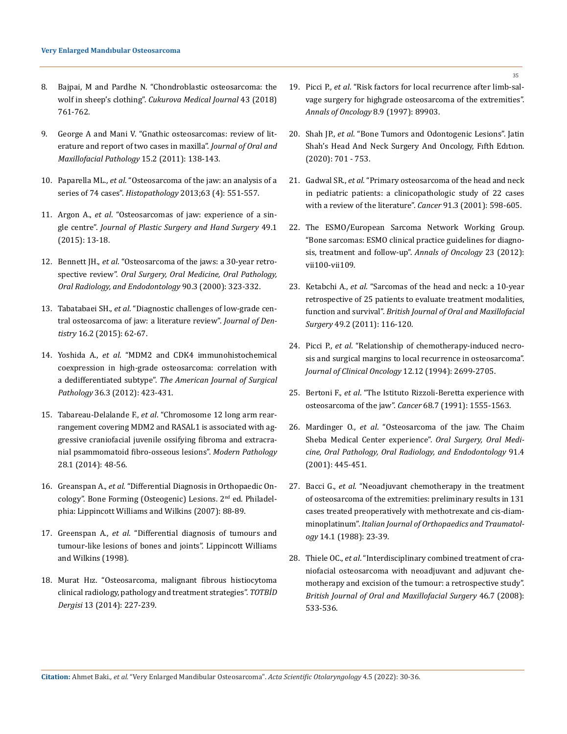8. Bajpai, M and Pardhe N. "Chondroblastic osteosarcoma: the wolf in sheep's clothing". *Cukurova Medical Journal* 43 (2018) 761-762.

9. George A and Mani V. "Gnathic osteosarcomas: review of literature and report of two cases in maxilla". *Journal of Oral and Maxillofacial Pathology* 15.2 (2011): 138-143.

10. Paparella ML., *et al*. "Osteosarcoma of the jaw: an analysis of a series of 74 cases". *Histopathology* 2013;63 (4): 551-557.

11. Argon A., *et al*. "Osteosarcomas of jaw: experience of a single centre". *Journal of Plastic Surgery and Hand Surgery* 49.1 (2015): 13-18.

12. Bennett JH., *et al*. "Osteosarcoma of the jaws: a 30-year retrospective review". *Oral Surgery, Oral Medicine, Oral Pathology, Oral Radiology, and Endodontology* 90.3 (2000): 323-332.

13. Tabatabaei SH., *et al*. "Diagnostic challenges of low-grade central osteosarcoma of jaw: a literature review". *Journal of Dentistry* 16.2 (2015): 62-67.

14. Yoshida A., *et al*. "MDM2 and CDK4 immunohistochemical coexpression in high-grade osteosarcoma: correlation with a dedifferentiated subtype". *The American Journal of Surgical Pathology* 36.3 (2012): 423-431.

15. Tabareau-Delalande F., *et al*. "Chromosome 12 long arm rearrangement covering MDM2 and RASAL1 is associated with aggressive craniofacial juvenile ossifying fibroma and extracranial psammomatoid fibro-osseous lesions". *Modern Pathology* 28.1 (2014): 48-56.

16. Greanspan A., *et al*. "Differential Diagnosis in Orthopaedic Oncology". Bone Forming (Osteogenic) Lesions. 2nd ed. Philadelphia: Lippincott Williams and Wilkins (2007): 88-89.

17. Greenspan A., *et al*. "Differential diagnosis of tumours and tumour-like lesions of bones and joints". Lippincott Williams and Wilkins (1998).

18. Murat Hız. "Osteosarcoma, malignant fibrous histiocytoma clinical radiology, pathology and treatment strategies". *TOTBİD Dergisi* 13 (2014): 227-239.

19. Picci P., *et al*. "Risk factors for local recurrence after limb-salvage surgery for highgrade osteosarcoma of the extremities". *Annals of Oncology* 8.9 (1997): 89903.

20. Shah JP., *et al*. "Bone Tumors and Odontogenic Lesions". Jatin Shah's Head And Neck Surgery And Oncology, Fıfth Edıtıon. (2020): 701 - 753.

21. Gadwal SR., *et al*. "Primary osteosarcoma of the head and neck in pediatric patients: a clinicopathologic study of 22 cases with a review of the literature". *Cancer* 91.3 (2001): 598-605.

22. The ESMO/European Sarcoma Network Working Group. "Bone sarcomas: ESMO clinical practice guidelines for diagnosis, treatment and follow-up". *Annals of Oncology* 23 (2012): vii100-vii109.

23. Ketabchi A., *et al*. "Sarcomas of the head and neck: a 10-year retrospective of 25 patients to evaluate treatment modalities, function and survival". *British Journal of Oral and Maxillofacial Surgery* 49.2 (2011): 116-120.

24. Picci P., *et al*. "Relationship of chemotherapy-induced necrosis and surgical margins to local recurrence in osteosarcoma". *Journal of Clinical Oncology* 12.12 (1994): 2699-2705.

25. Bertoni F., *et al*. "The Istituto Rizzoli-Beretta experience with osteosarcoma of the jaw". *Cancer* 68.7 (1991): 1555-1563.

26. Mardinger O., *et al*. "Osteosarcoma of the jaw. The Chaim Sheba Medical Center experience". *Oral Surgery, Oral Medicine, Oral Pathology, Oral Radiology, and Endodontology* 91.4 (2001): 445-451.

27. Bacci G., *et al*. "Neoadjuvant chemotherapy in the treatment of osteosarcoma of the extremities: preliminary results in 131 cases treated preoperatively with methotrexate and cis-diamminoplatinum". *Italian Journal of Orthopaedics and Traumatology* 14.1 (1988): 23-39.

28. Thiele OC., *et al*. "Interdisciplinary combined treatment of craniofacial osteosarcoma with neoadjuvant and adjuvant chemotherapy and excision of the tumour: a retrospective study". *British Journal of Oral and Maxillofacial Surgery* 46.7 (2008): 533-536.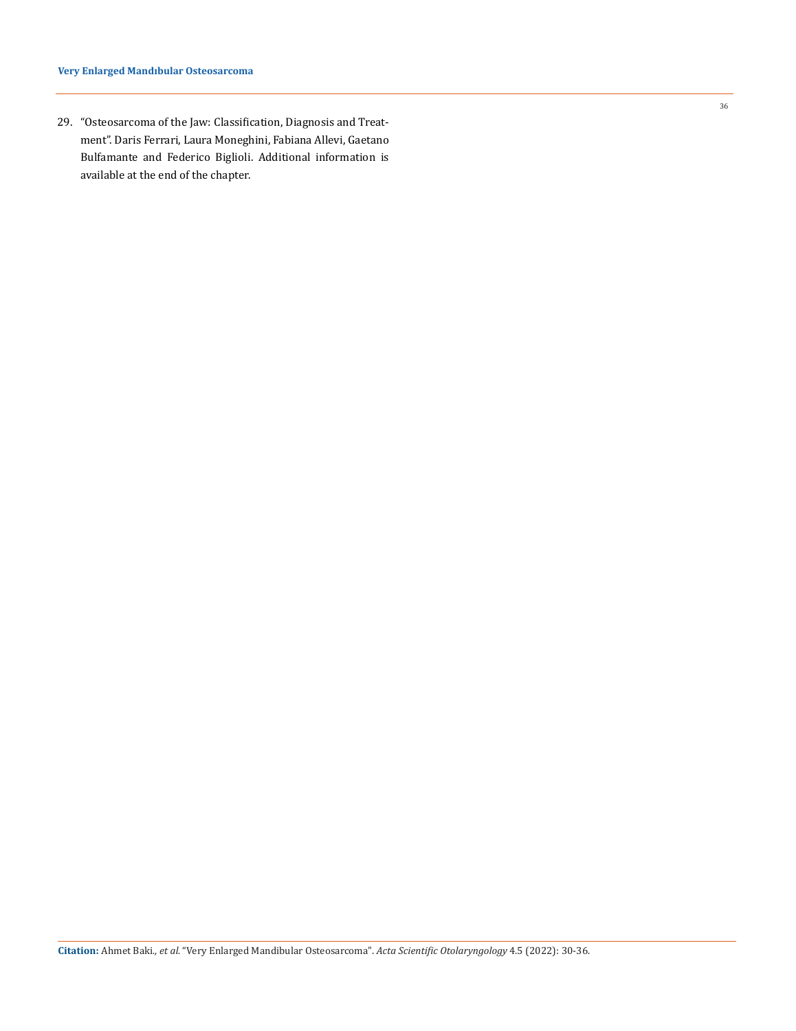29. "Osteosarcoma of the Jaw: Classification, Diagnosis and Treatment". Daris Ferrari, Laura Moneghini, Fabiana Allevi, Gaetano Bulfamante and Federico Biglioli. Additional information is available at the end of the chapter.